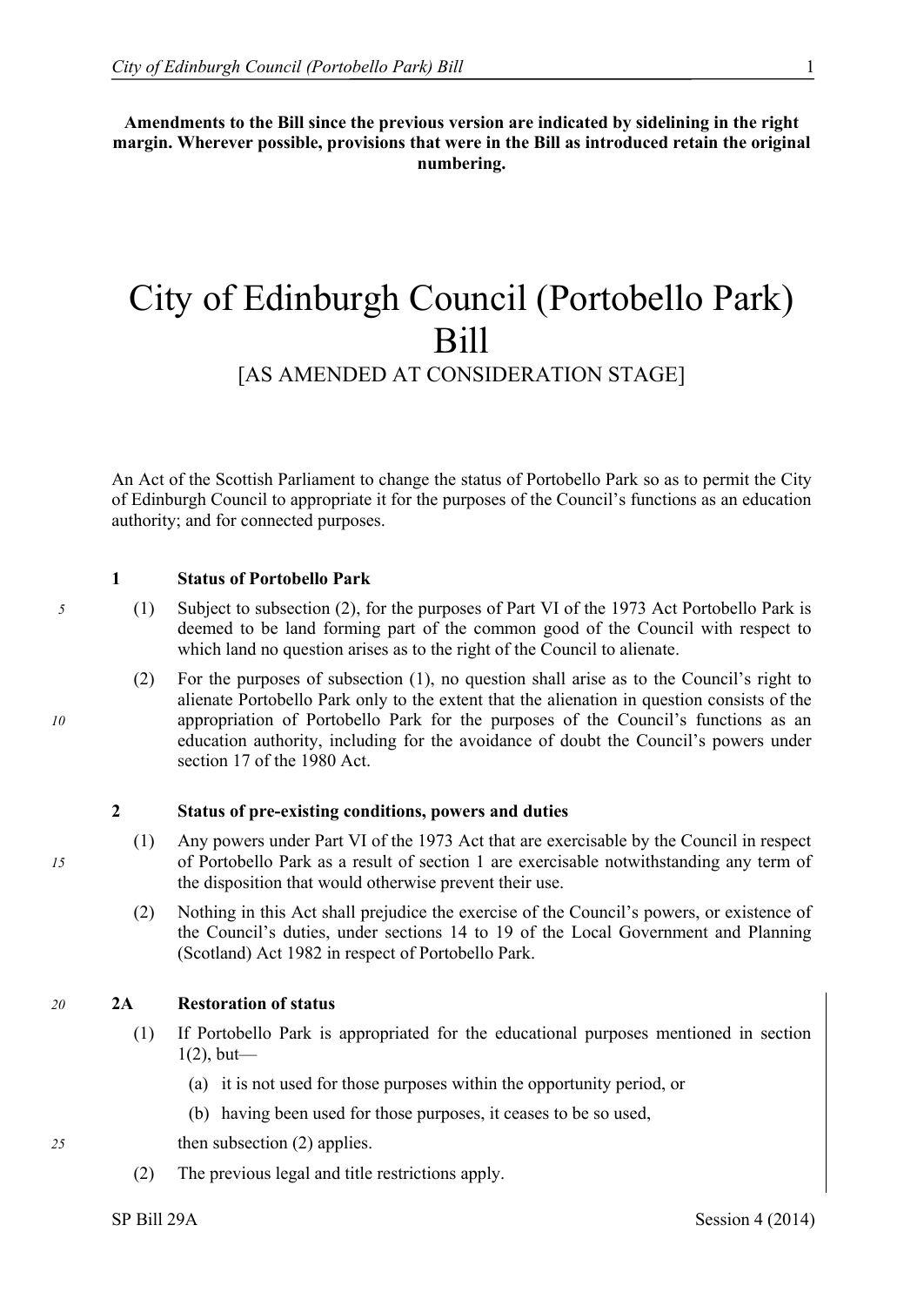**Amendments to the Bill since the previous version are indicated by sidelining in the right margin. Wherever possible, provisions that were in the Bill as introduced retain the original numbering.**

# City of Edinburgh Council (Portobello Park) Bill

[AS AMENDED AT CONSIDERATION STAGE]

An Act of the Scottish Parliament to change the status of Portobello Park so as to permit the City of Edinburgh Council to appropriate it for the purposes of the Council's functions as an education authority; and for connected purposes.

### 1 Status of Portobello Park

(1) Subject to subsection (2), for the purposes of Part VI of the 1973 Act Portobello Park is deemed to be land forming part of the common good of the Council with respect to which land no question arises as to the right of the Council to alienate.

(2) For the purposes of subsection (1), no question shall arise as to the Council's right to alienate Portobello Park only to the extent that the alienation in question consists of the appropriation of Portobello Park for the purposes of the Council's functions as an education authority, including for the avoidance of doubt the Council's powers under section 17 of the 1980 Act.

### 2 Status of pre-existing conditions, powers and duties

(1) Any powers under Part VI of the 1973 Act that are exercisable by the Council in respect of Portobello Park as a result of section 1 are exercisable notwithstanding any term of the disposition that would otherwise prevent their use.

(2) Nothing in this Act shall prejudice the exercise of the Council's powers, or existence of the Council's duties, under sections 14 to 19 of the Local Government and Planning (Scotland) Act 1982 in respect of Portobello Park.

### 2A Restoration of status

(1) If Portobello Park is appropriated for the educational purposes mentioned in section 1(2), but—

- (a) it is not used for those purposes within the opportunity period, or
- (b) having been used for those purposes, it ceases to be so used,

then subsection (2) applies.

(2) The previous legal and title restrictions apply.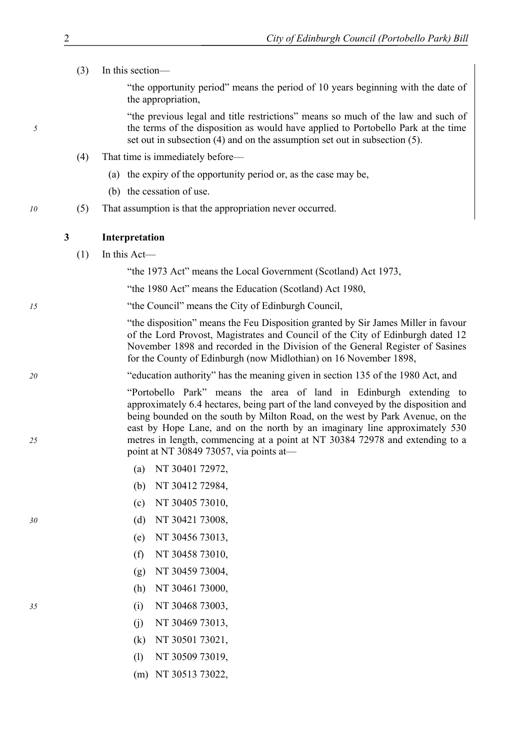(3) In this section—

"the opportunity period" means the period of 10 years beginning with the date of the appropriation,

"the previous legal and title restrictions" means so much of the law and such of the terms of the disposition as would have applied to Portobello Park at the time set out in subsection (4) and on the assumption set out in subsection (5).

(4) That time is immediately before—

(a) the expiry of the opportunity period or, as the case may be,

(b) the cessation of use.

(5) That assumption is that the appropriation never occurred.

## 3 Interpretation

(1) In this Act—

"the 1973 Act" means the Local Government (Scotland) Act 1973,

"the 1980 Act" means the Education (Scotland) Act 1980,

"the Council" means the City of Edinburgh Council,

"the disposition" means the Feu Disposition granted by Sir James Miller in favour of the Lord Provost, Magistrates and Council of the City of Edinburgh dated 12 November 1898 and recorded in the Division of the General Register of Sasines for the County of Edinburgh (now Midlothian) on 16 November 1898,

"education authority" has the meaning given in section 135 of the 1980 Act, and

"Portobello Park" means the area of land in Edinburgh extending to approximately 6.4 hectares, being part of the land conveyed by the disposition and being bounded on the south by Milton Road, on the west by Park Avenue, on the east by Hope Lane, and on the north by an imaginary line approximately 530 metres in length, commencing at a point at NT 30384 72978 and extending to a point at NT 30849 73057, via points at—

(a) NT 30401 72972,

(b) NT 30412 72984,

(c) NT 30405 73010,

(d) NT 30421 73008,

(e) NT 30456 73013,

(f) NT 30458 73010,

(g) NT 30459 73004,

(h) NT 30461 73000,

(i) NT 30468 73003,

(j) NT 30469 73013,

(k) NT 30501 73021,

(l) NT 30509 73019,

(m) NT 30513 73022,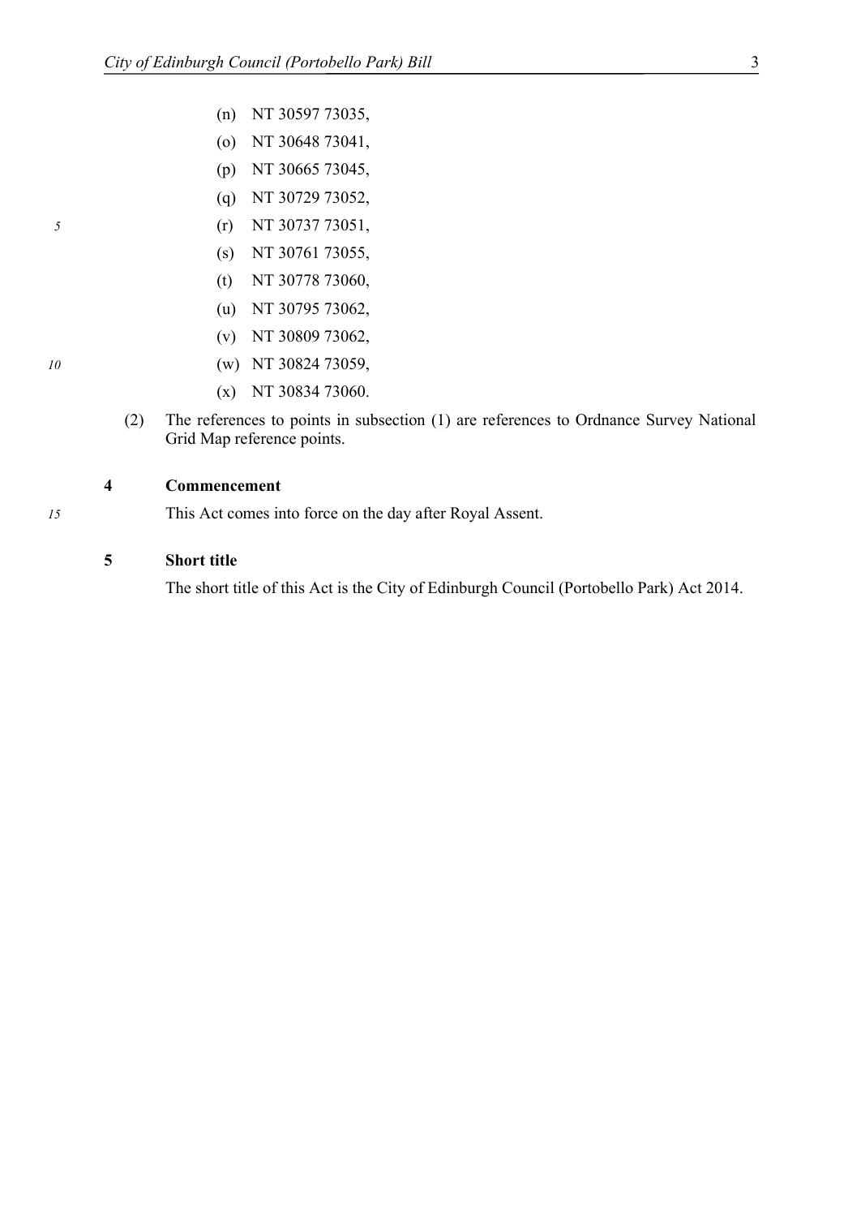(n) NT 30597 73035,

(o) NT 30648 73041,

(p) NT 30665 73045,

(q) NT 30729 73052,

(r) NT 30737 73051,

(s) NT 30761 73055,

(t) NT 30778 73060,

(u) NT 30795 73062,

(v) NT 30809 73062,

(w) NT 30824 73059,

(x) NT 30834 73060.

(2) The references to points in subsection (1) are references to Ordnance Survey National Grid Map reference points.

### 4 Commencement

This Act comes into force on the day after Royal Assent.

### 5 Short title

The short title of this Act is the City of Edinburgh Council (Portobello Park) Act 2014.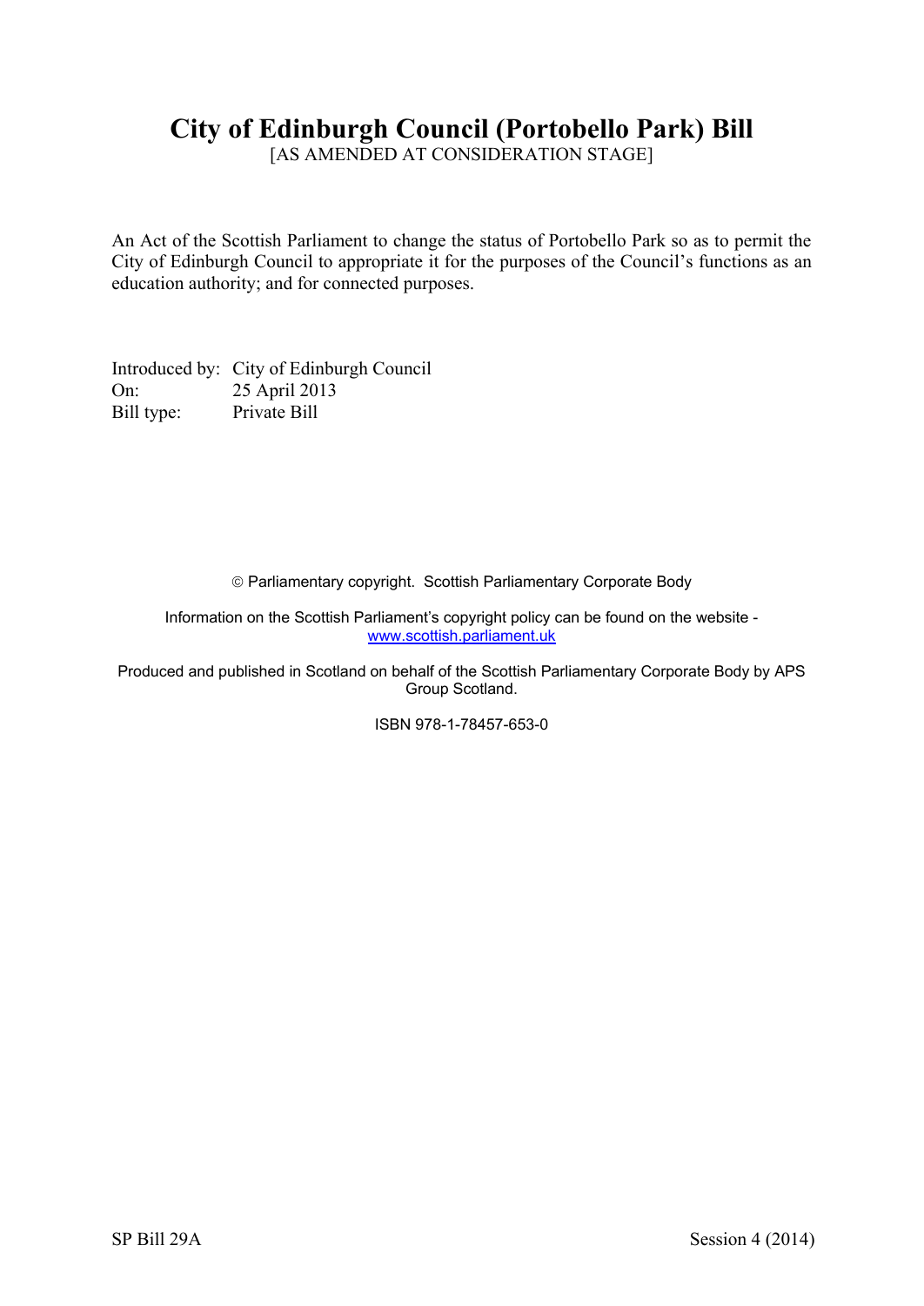# City of Edinburgh Council (Portobello Park) Bill

[AS AMENDED AT CONSIDERATION STAGE]

An Act of the Scottish Parliament to change the status of Portobello Park so as to permit the City of Edinburgh Council to appropriate it for the purposes of the Council's functions as an education authority; and for connected purposes.

| | |
|---|---|
| Introduced by: | City of Edinburgh Council |
| On: | 25 April 2013 |
| Bill type: | Private Bill |

© Parliamentary copyright. Scottish Parliamentary Corporate Body

Information on the Scottish Parliament's copyright policy can be found on the website - www.scottish.parliament.uk

Produced and published in Scotland on behalf of the Scottish Parliamentary Corporate Body by APS Group Scotland.

ISBN 978-1-78457-653-0

SP Bill 29A

Session 4 (2014)